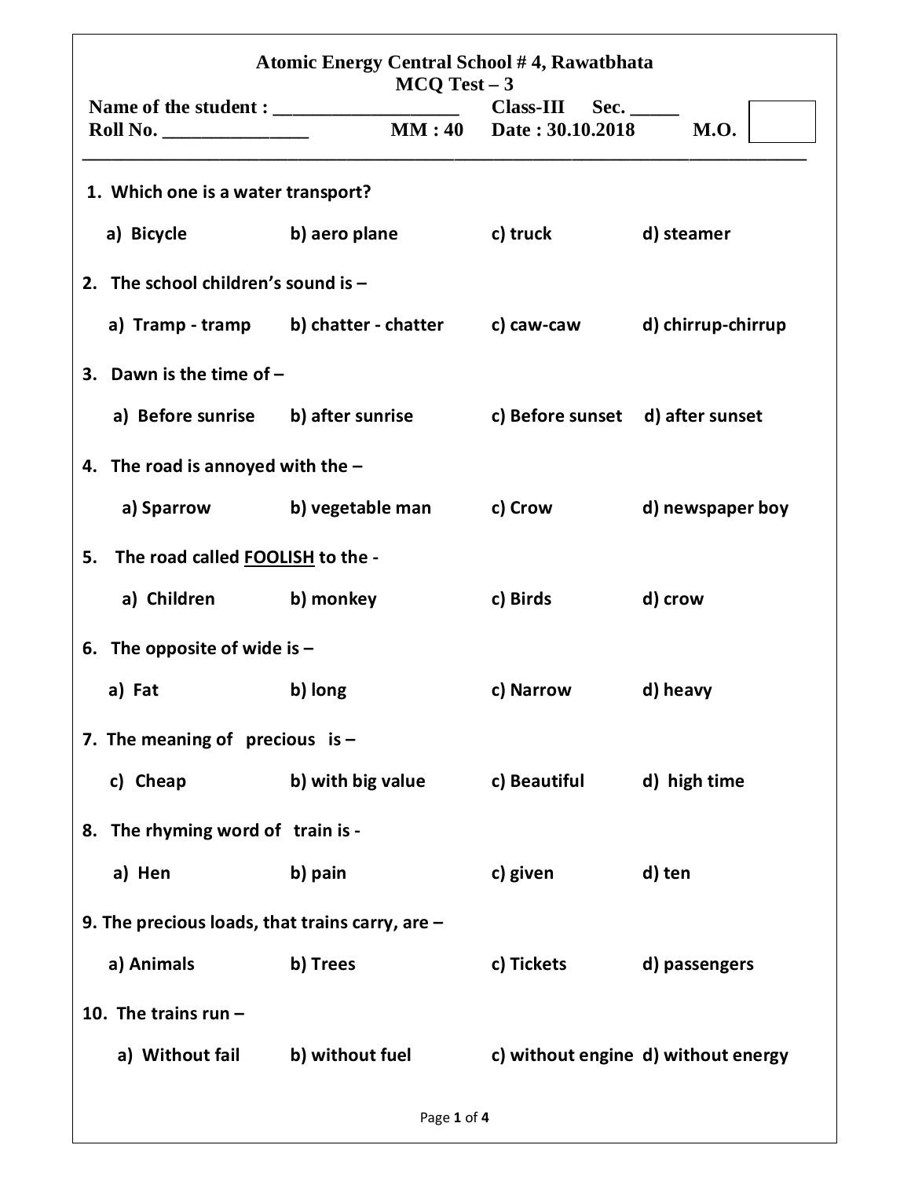# Atomic Energy Central School # 4, Rawatbhata

## MCQ Test – 3

**Name of the student :** ___________________ **Class-III** **Sec.** _____

**Roll No.** _______________ **MM : 40** **Date : 30.10.2018** **M.O.**

---

1. Which one is a water transport?

   a) Bicycle  b) aero plane  c) truck  d) steamer

2. The school children's sound is –

   a) Tramp - tramp  b) chatter - chatter  c) caw-caw  d) chirrup-chirrup

3. Dawn is the time of –

   a) Before sunrise  b) after sunrise  c) Before sunset  d) after sunset

4. The road is annoyed with the –

   a) Sparrow  b) vegetable man  c) Crow  d) newspaper boy

5. The road called <u>FOOLISH</u> to the -

   a) Children  b) monkey  c) Birds  d) crow

6. The opposite of wide is –

   a) Fat  b) long  c) Narrow  d) heavy

7. The meaning of precious is –

   c) Cheap  b) with big value  c) Beautiful  d) high time

8. The rhyming word of train is -

   a) Hen  b) pain  c) given  d) ten

9. The precious loads, that trains carry, are –

   a) Animals  b) Trees  c) Tickets  d) passengers

10. The trains run –

    a) Without fail  b) without fuel  c) without engine  d) without energy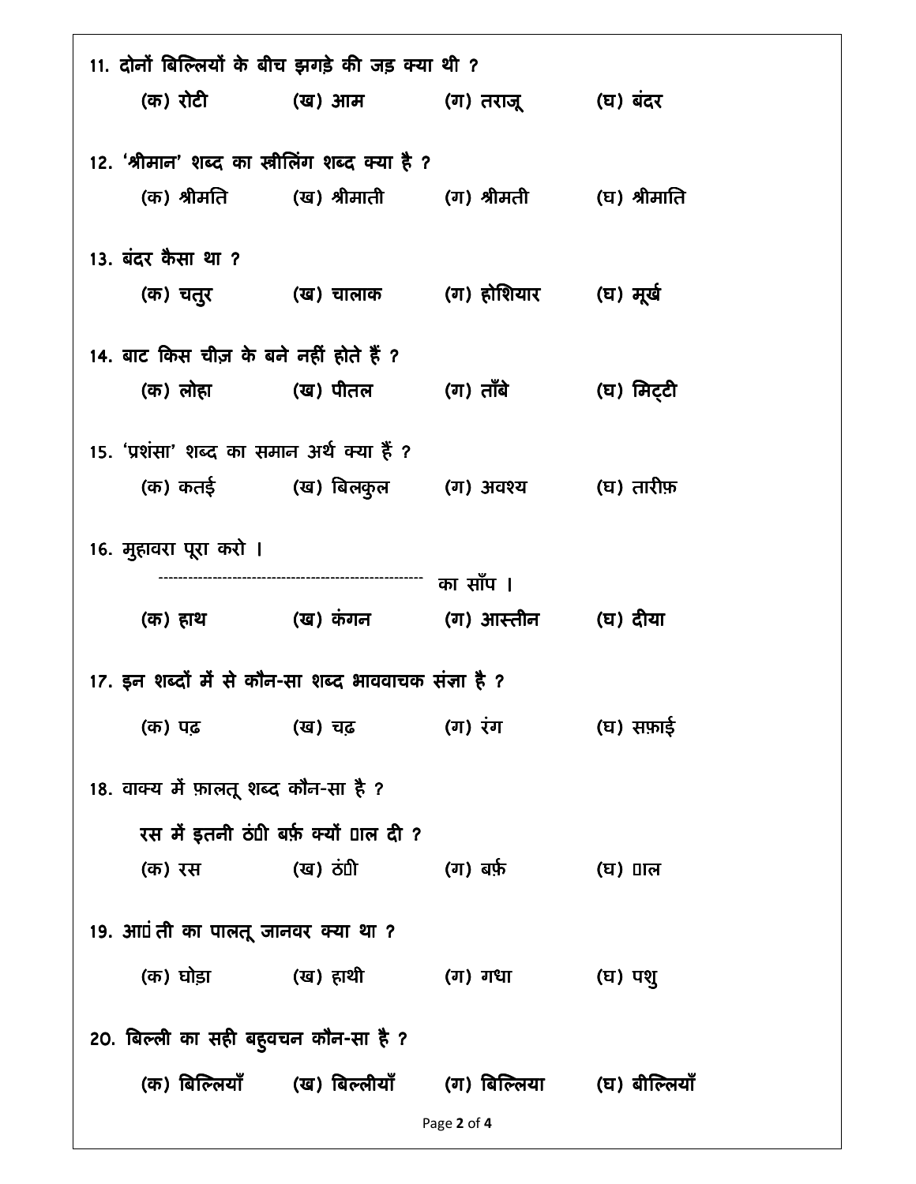11. दोनों बिल्लियों के बीच झगड़े की जड़ क्या थी ?

(क) रोटी (ख) आम (ग) तराज़ू (घ) बंदर

12. 'श्रीमान' शब्द का स्त्रीलिंग शब्द क्या है ?

(क) श्रीमति (ख) श्रीमाती (ग) श्रीमती (घ) श्रीमाति

13. बंदर कैसा था ?

(क) चतुर (ख) चालाक (ग) होशियार (घ) मूर्ख

14. बाट किस चीज़ के बने नहीं होते हैं ?

(क) लोहा (ख) पीतल (ग) ताँबे (घ) मिट्टी

15. 'प्रशंसा' शब्द का समान अर्थ क्या हैं ?

(क) कतई (ख) बिलकुल (ग) अवश्य (घ) तारीफ़

16. मुहावरा पूरा करो ।

---------------------------------------------------- का साँप ।

(क) हाथ (ख) कंगन (ग) आस्तीन (घ) दीया

17. इन शब्दों में से कौन-सा शब्द भाववाचक संज्ञा है ?

(क) पढ़ (ख) चढ़ (ग) रंग (घ) सफ़ाई

18. वाक्य में फ़ालतू शब्द कौन-सा है ?

रस में इतनी ठं□ी बर्फ़ क्यों □ाल दी ?

(क) रस (ख) ठं□ी (ग) बर्फ़ (घ) □ाल

19. आ□ंती का पालतू जानवर क्या था ?

(क) घोड़ा (ख) हाथी (ग) गधा (घ) पशु

20. बिल्ली का सही बहुवचन कौन-सा है ?

(क) बिल्लियाँ (ख) बिल्लीयाँ (ग) बिल्लिया (घ) बील्लियाँ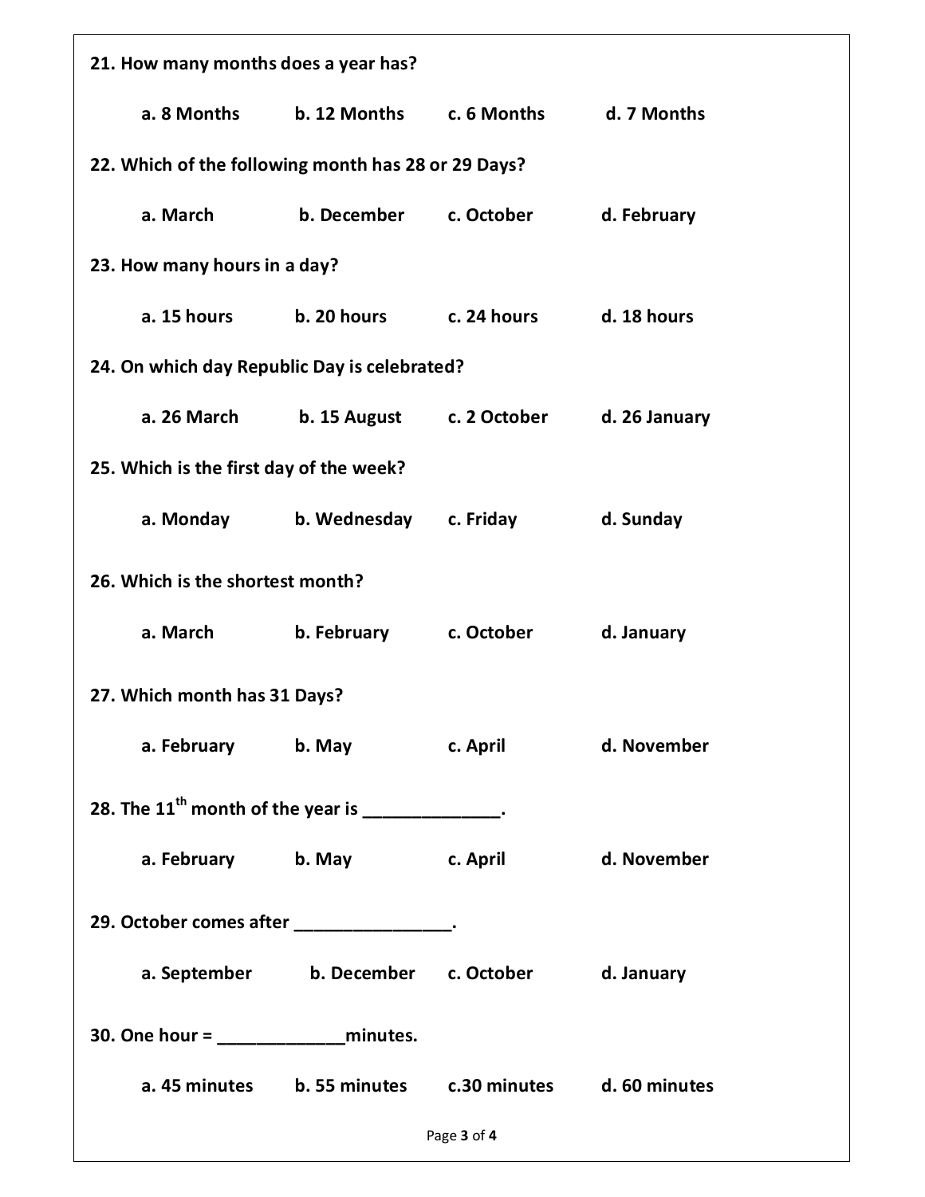**21. How many months does a year has?**

**a. 8 Months b. 12 Months c. 6 Months d. 7 Months**

**22. Which of the following month has 28 or 29 Days?**

**a. March b. December c. October d. February**

**23. How many hours in a day?**

**a. 15 hours b. 20 hours c. 24 hours d. 18 hours**

**24. On which day Republic Day is celebrated?**

**a. 26 March b. 15 August c. 2 October d. 26 January**

**25. Which is the first day of the week?**

**a. Monday b. Wednesday c. Friday d. Sunday**

**26. Which is the shortest month?**

**a. March b. February c. October d. January**

**27. Which month has 31 Days?**

**a. February b. May c. April d. November**

**28. The 11$^{th}$ month of the year is ______________.**

**a. February b. May c. April d. November**

**29. October comes after ________________.**

**a. September b. December c. October d. January**

**30. One hour = _____________minutes.**

**a. 45 minutes b. 55 minutes c.30 minutes d. 60 minutes**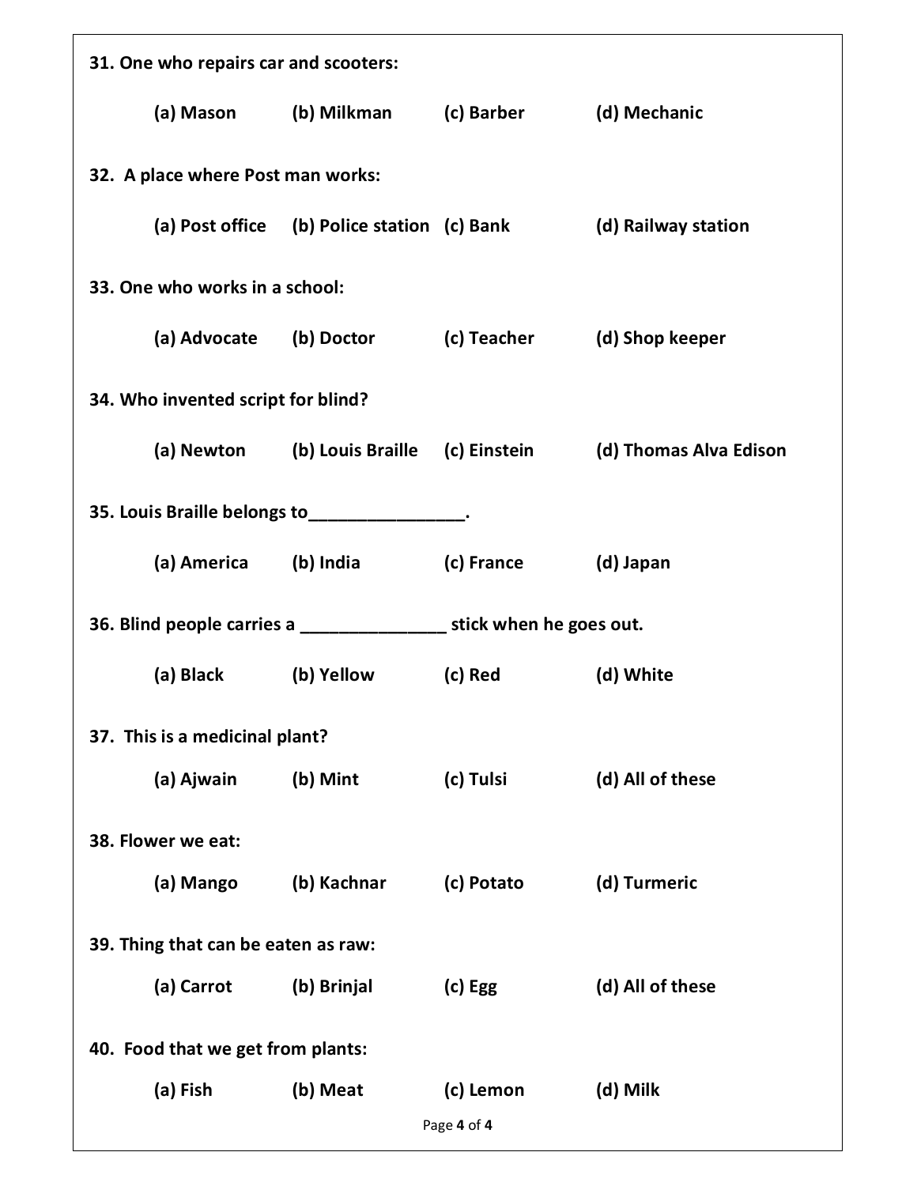**31. One who repairs car and scooters:**

**(a) Mason (b) Milkman (c) Barber (d) Mechanic**

**32. A place where Post man works:**

**(a) Post office (b) Police station (c) Bank (d) Railway station**

**33. One who works in a school:**

**(a) Advocate (b) Doctor (c) Teacher (d) Shop keeper**

**34. Who invented script for blind?**

**(a) Newton (b) Louis Braille (c) Einstein (d) Thomas Alva Edison**

**35. Louis Braille belongs to________________.**

**(a) America (b) India (c) France (d) Japan**

**36. Blind people carries a _______________ stick when he goes out.**

**(a) Black (b) Yellow (c) Red (d) White**

**37. This is a medicinal plant?**

**(a) Ajwain (b) Mint (c) Tulsi (d) All of these**

**38. Flower we eat:**

**(a) Mango (b) Kachnar (c) Potato (d) Turmeric**

**39. Thing that can be eaten as raw:**

**(a) Carrot (b) Brinjal (c) Egg (d) All of these**

**40. Food that we get from plants:**

**(a) Fish (b) Meat (c) Lemon (d) Milk**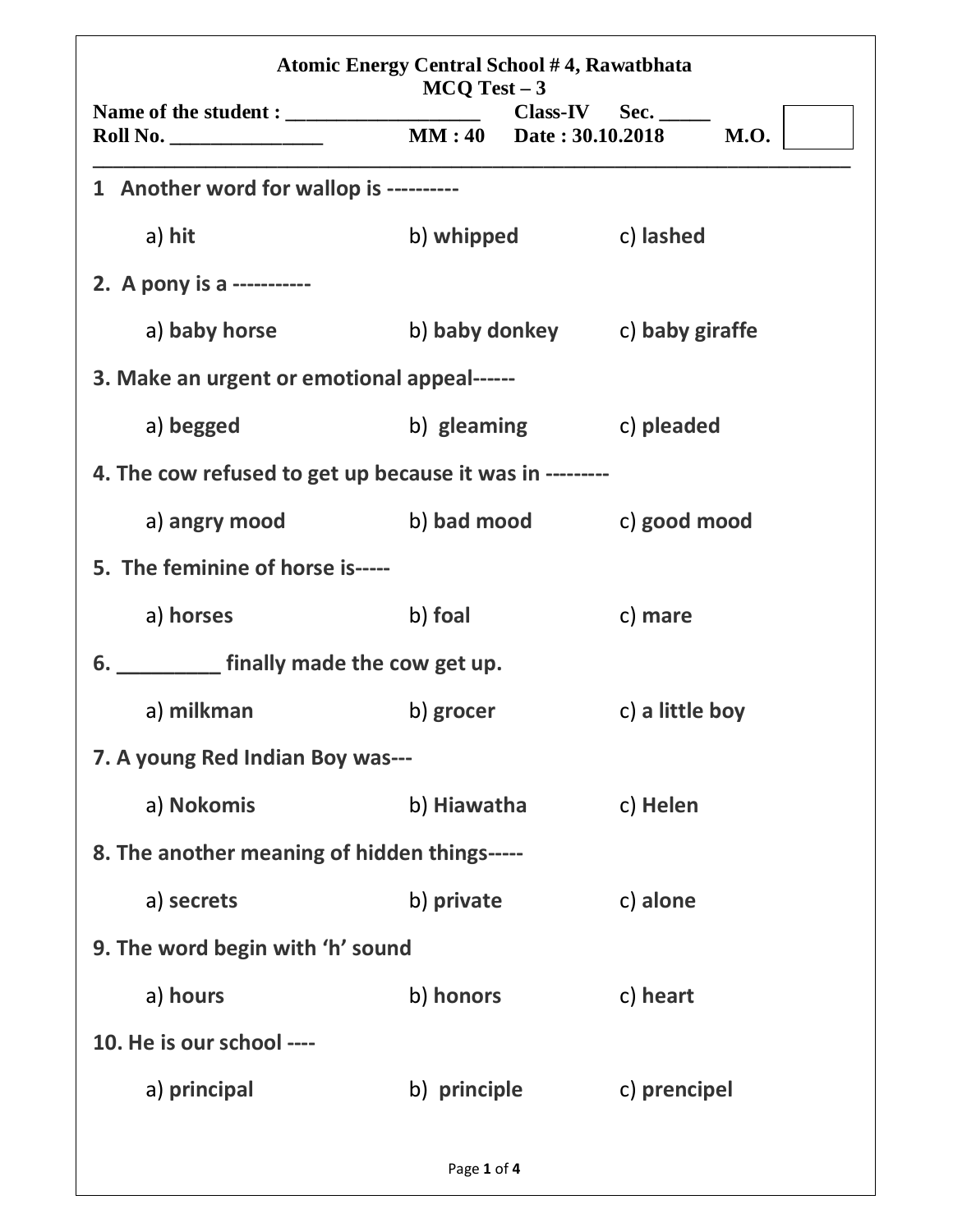**Atomic Energy Central School # 4, Rawatbhata**
**MCQ Test – 3**

**Name of the student : ___________________ Class-IV Sec. _____**
**Roll No. _______________ MM : 40 Date : 30.10.2018 M.O.**

---

**1 Another word for wallop is ----------**

a) hit b) whipped c) lashed

**2. A pony is a -----------**

a) baby horse b) baby donkey c) baby giraffe

**3. Make an urgent or emotional appeal------**

a) begged b) gleaming c) pleaded

**4. The cow refused to get up because it was in ---------**

a) angry mood b) bad mood c) good mood

**5. The feminine of horse is-----**

a) horses b) foal c) mare

**6. _________ finally made the cow get up.**

a) milkman b) grocer c) a little boy

**7. A young Red Indian Boy was---**

a) Nokomis b) Hiawatha c) Helen

**8. The another meaning of hidden things-----**

a) secrets b) private c) alone

**9. The word begin with 'h' sound**

a) hours b) honors c) heart

**10. He is our school ----**

a) principal b) principle c) prencipel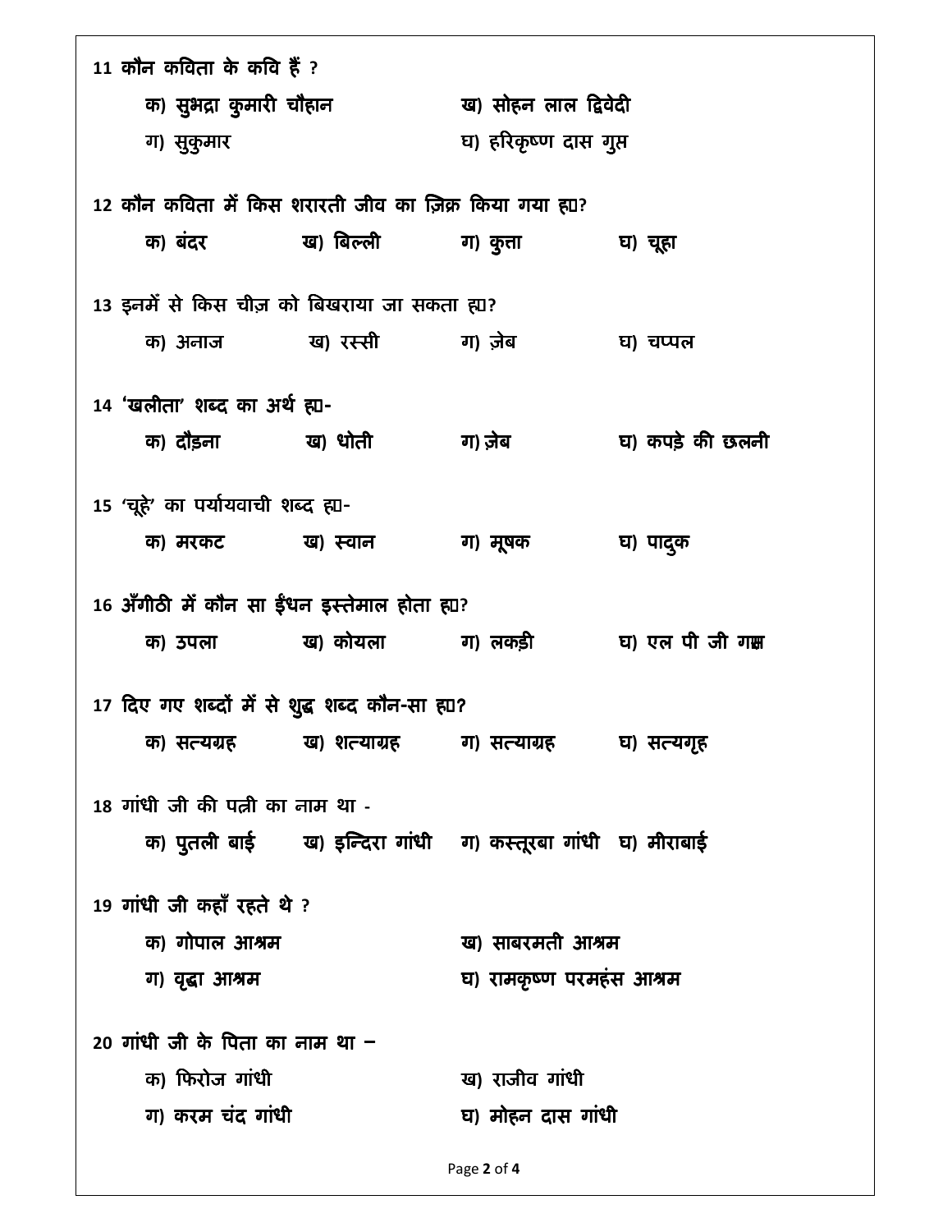11 कौन कविता के कवि हैं ?

क) सुभद्रा कुमारी चौहान
ख) सोहन लाल द्विवेदी
ग) सुकुमार
घ) हरिकृष्ण दास गुप्त

12 कौन कविता में किस शरारती जीव का ज़िक्र किया गया है?

क) बंदर    ख) बिल्ली    ग) कुत्ता    घ) चूहा

13 इनमें से किस चीज़ को बिखराया जा सकता है?

क) अनाज    ख) रस्सी    ग) ज़ेब    घ) चप्पल

14 'खलीता' शब्द का अर्थ है-

क) दौड़ना    ख) धोती    ग) ज़ेब    घ) कपड़े की छलनी

15 'चूहे' का पर्यायवाची शब्द है-

क) मरकट    ख) स्वान    ग) मूषक    घ) पादुक

16 अँगीठी में कौन सा ईंधन इस्तेमाल होता है?

क) उपला    ख) कोयला    ग) लकड़ी    घ) एल पी जी गैस

17 दिए गए शब्दों में से शुद्ध शब्द कौन-सा है?

क) सत्यग्रह    ख) शत्याग्रह    ग) सत्याग्रह    घ) सत्यगृह

18 गांधी जी की पत्नी का नाम था -

क) पुतली बाई    ख) इन्दिरा गांधी    ग) कस्तूरबा गांधी    घ) मीराबाई

19 गांधी जी कहाँ रहते थे ?

क) गोपाल आश्रम
ख) साबरमती आश्रम
ग) वृद्धा आश्रम
घ) रामकृष्ण परमहंस आश्रम

20 गांधी जी के पिता का नाम था –

क) फिरोज गांधी
ख) राजीव गांधी
ग) करम चंद गांधी
घ) मोहन दास गांधी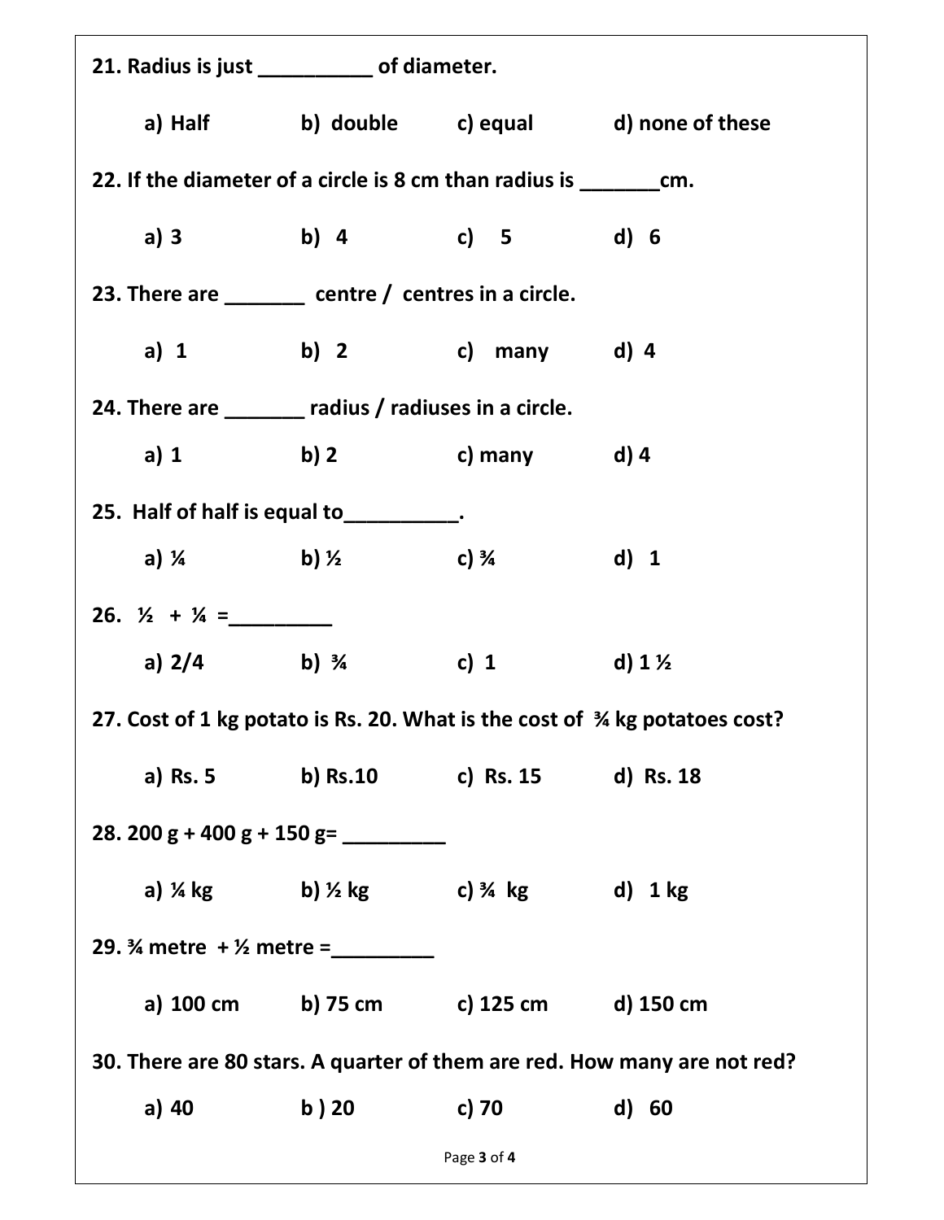**21. Radius is just __________ of diameter.**

**a) Half b) double c) equal d) none of these**

**22. If the diameter of a circle is 8 cm than radius is _______cm.**

**a) 3 b) 4 c) 5 d) 6**

**23. There are _______ centre / centres in a circle.**

**a) 1 b) 2 c) many d) 4**

**24. There are _______ radius / radiuses in a circle.**

**a) 1 b) 2 c) many d) 4**

**25. Half of half is equal to__________.**

**a) ¼ b) ½ c) ¾ d) 1**

**26. ½ + ¼ =_________**

**a) 2/4 b) ¾ c) 1 d) 1 ½**

**27. Cost of 1 kg potato is Rs. 20. What is the cost of ¾ kg potatoes cost?**

**a) Rs. 5 b) Rs.10 c) Rs. 15 d) Rs. 18**

**28. 200 g + 400 g + 150 g= _________**

**a) ¼ kg b) ½ kg c) ¾ kg d) 1 kg**

**29. ¾ metre + ½ metre =_________**

**a) 100 cm b) 75 cm c) 125 cm d) 150 cm**

**30. There are 80 stars. A quarter of them are red. How many are not red?**

**a) 40 b ) 20 c) 70 d) 60**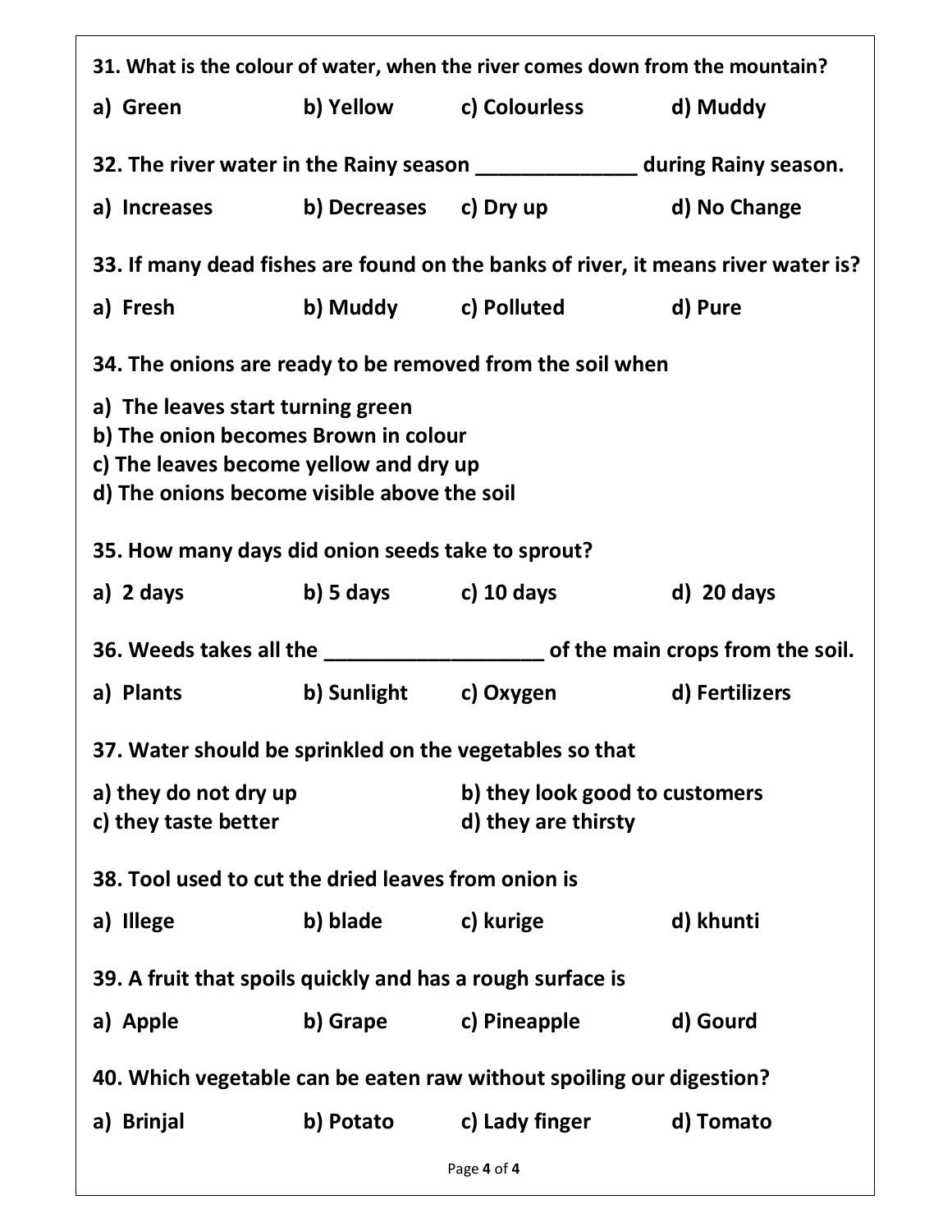**31. What is the colour of water, when the river comes down from the mountain?**

**a) Green  b) Yellow  c) Colourless  d) Muddy**

**32. The river water in the Rainy season ______________ during Rainy season.**

**a) Increases  b) Decreases  c) Dry up  d) No Change**

**33. If many dead fishes are found on the banks of river, it means river water is?**

**a) Fresh  b) Muddy  c) Polluted  d) Pure**

**34. The onions are ready to be removed from the soil when**

**a) The leaves start turning green**
**b) The onion becomes Brown in colour**
**c) The leaves become yellow and dry up**
**d) The onions become visible above the soil**

**35. How many days did onion seeds take to sprout?**

**a) 2 days  b) 5 days  c) 10 days  d) 20 days**

**36. Weeds takes all the ___________________ of the main crops from the soil.**

**a) Plants  b) Sunlight  c) Oxygen  d) Fertilizers**

**37. Water should be sprinkled on the vegetables so that**

**a) they do not dry up  b) they look good to customers**
**c) they taste better  d) they are thirsty**

**38. Tool used to cut the dried leaves from onion is**

**a) Illege  b) blade  c) kurige  d) khunti**

**39. A fruit that spoils quickly and has a rough surface is**

**a) Apple  b) Grape  c) Pineapple  d) Gourd**

**40. Which vegetable can be eaten raw without spoiling our digestion?**

**a) Brinjal  b) Potato  c) Lady finger  d) Tomato**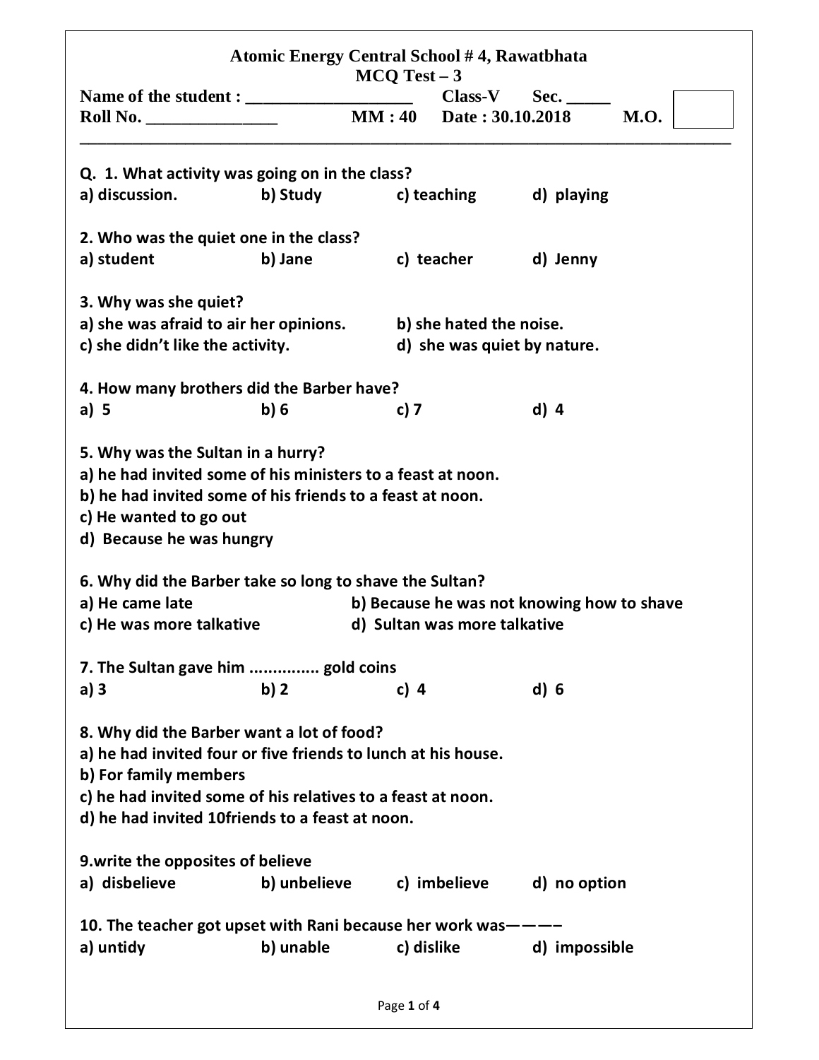**Atomic Energy Central School # 4, Rawatbhata**

**MCQ Test – 3**

**Name of the student : ___________________ Class-V Sec. _____**

**Roll No. _______________ MM : 40 Date : 30.10.2018 M.O.**

---

**Q. 1. What activity was going on in the class?**

a) discussion. b) Study c) teaching d) playing

**2. Who was the quiet one in the class?**

a) student b) Jane c) teacher d) Jenny

**3. Why was she quiet?**

a) she was afraid to air her opinions.
b) she hated the noise.
c) she didn't like the activity.
d) she was quiet by nature.

**4. How many brothers did the Barber have?**

a) 5 b) 6 c) 7 d) 4

**5. Why was the Sultan in a hurry?**

a) he had invited some of his ministers to a feast at noon.
b) he had invited some of his friends to a feast at noon.
c) He wanted to go out
d) Because he was hungry

**6. Why did the Barber take so long to shave the Sultan?**

a) He came late
b) Because he was not knowing how to shave
c) He was more talkative
d) Sultan was more talkative

**7. The Sultan gave him ............... gold coins**

a) 3 b) 2 c) 4 d) 6

**8. Why did the Barber want a lot of food?**

a) he had invited four or five friends to lunch at his house.
b) For family members
c) he had invited some of his relatives to a feast at noon.
d) he had invited 10friends to a feast at noon.

**9.write the opposites of believe**

a) disbelieve b) unbelieve c) imbelieve d) no option

**10. The teacher got upset with Rani because her work was————**

a) untidy b) unable c) dislike d) impossible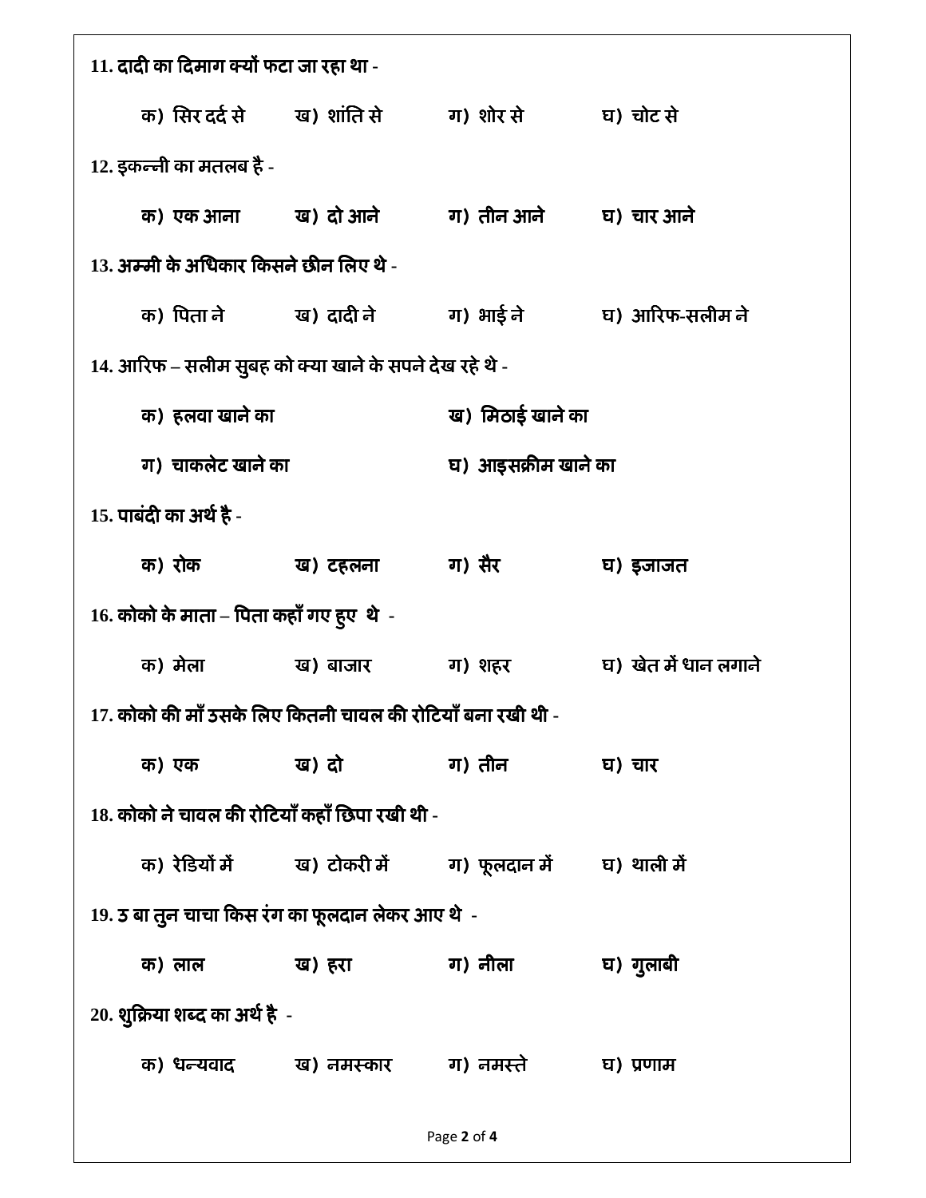**11. दादी का दिमाग क्यों फटा जा रहा था -**

क) सिर दर्द से  ख) शांति से  ग) शोर से  घ) चोट से

**12. इकन्नी का मतलब है -**

क) एक आना  ख) दो आने  ग) तीन आने  घ) चार आने

**13. अम्मी के अधिकार किसने छीन लिए थे -**

क) पिता ने  ख) दादी ने  ग) भाई ने  घ) आरिफ-सलीम ने

**14. आरिफ – सलीम सुबह को क्या खाने के सपने देख रहे थे -**

क) हलवा खाने का  ख) मिठाई खाने का

ग) चाकलेट खाने का  घ) आइसक्रीम खाने का

**15. पाबंदी का अर्थ है -**

क) रोक  ख) टहलना  ग) सैर  घ) इजाजत

**16. कोको के माता – पिता कहाँ गए हुए थे -**

क) मेला  ख) बाजार  ग) शहर  घ) खेत में धान लगाने

**17. कोको की माँ उसके लिए कितनी चावल की रोटियाँ बना रखी थी -**

क) एक  ख) दो  ग) तीन  घ) चार

**18. कोको ने चावल की रोटियाँ कहाँ छिपा रखी थी -**

क) रेडियों में  ख) टोकरी में  ग) फूलदान में  घ) थाली में

**19. उ बा तुन चाचा किस रंग का फूलदान लेकर आए थे -**

क) लाल  ख) हरा  ग) नीला  घ) गुलाबी

**20. शुक्रिया शब्द का अर्थ है -**

क) धन्यवाद  ख) नमस्कार  ग) नमस्ते  घ) प्रणाम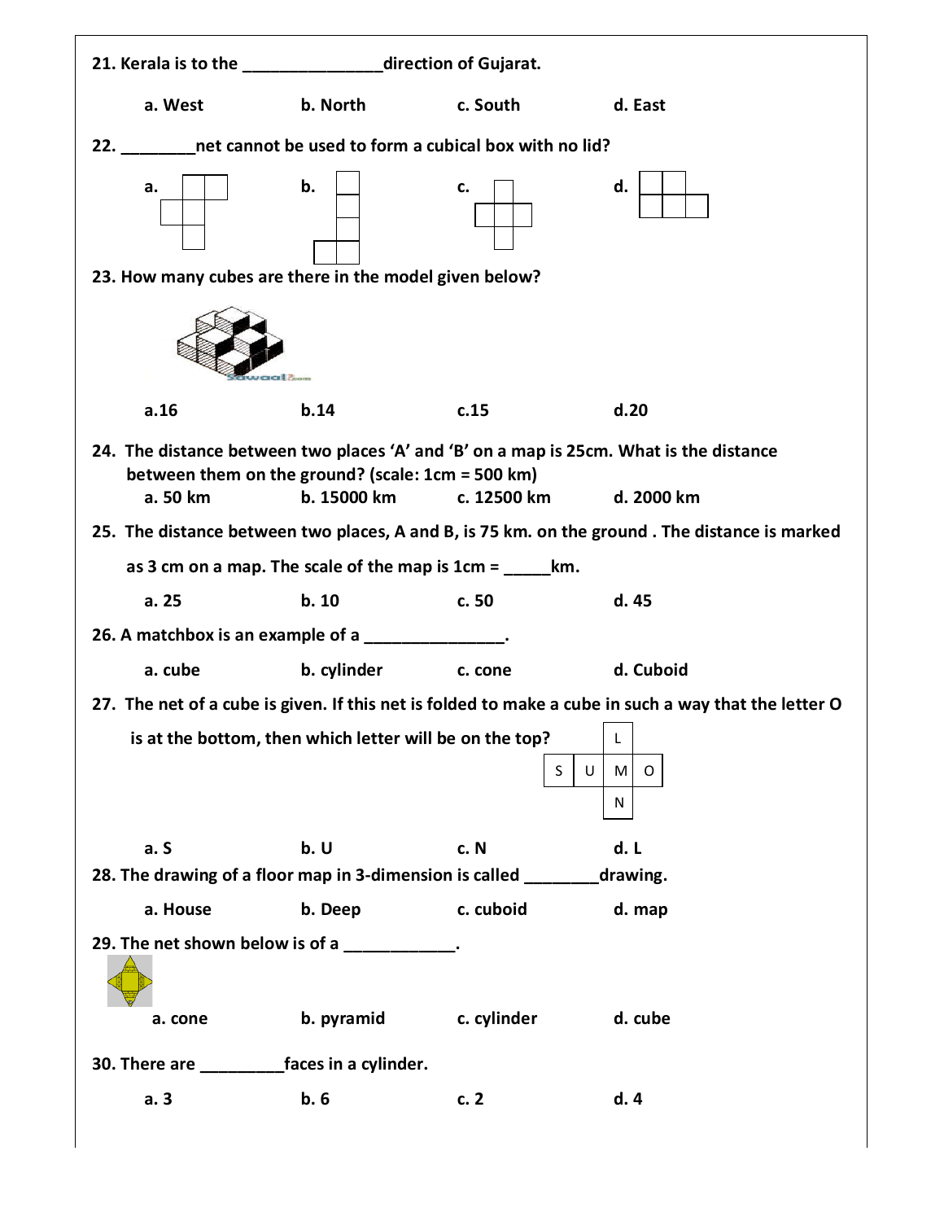21. Kerala is to the _______________direction of Gujarat.

a. West b. North c. South d. East

22. ________net cannot be used to form a cubical box with no lid?

a. b. c. d.

23. How many cubes are there in the model given below?

a.16 b.14 c.15 d.20

24. The distance between two places 'A' and 'B' on a map is 25cm. What is the distance between them on the ground? (scale: 1cm = 500 km)

a. 50 km b. 15000 km c. 12500 km d. 2000 km

25. The distance between two places, A and B, is 75 km. on the ground . The distance is marked as 3 cm on a map. The scale of the map is 1cm = _____km.

a. 25 b. 10 c. 50 d. 45

26. A matchbox is an example of a _______________.

a. cube b. cylinder c. cone d. Cuboid

27. The net of a cube is given. If this net is folded to make a cube in such a way that the letter O is at the bottom, then which letter will be on the top?

| | | L | |
|---|---|---|---|
| S | U | M | O |
| | | N | |

a. S b. U c. N d. L

28. The drawing of a floor map in 3-dimension is called ________drawing.

a. House b. Deep c. cuboid d. map

29. The net shown below is of a ____________.

a. cone b. pyramid c. cylinder d. cube

30. There are _________faces in a cylinder.

a. 3 b. 6 c. 2 d. 4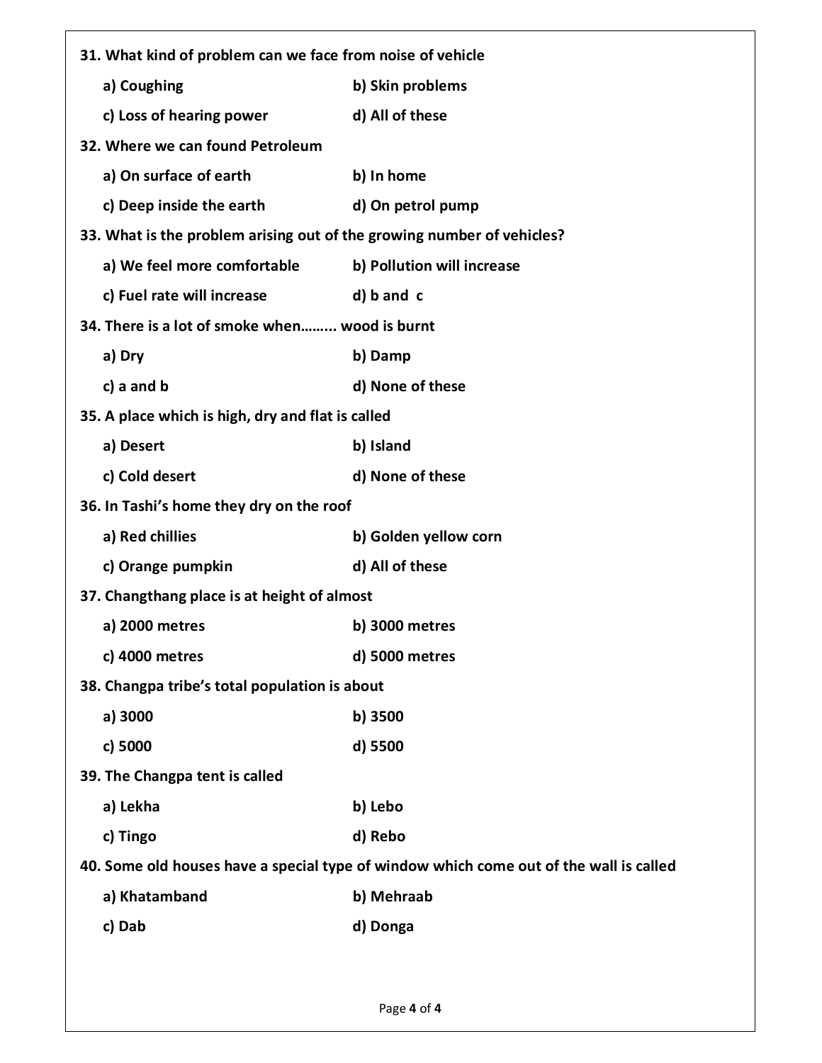**31. What kind of problem can we face from noise of vehicle**

a) Coughing

b) Skin problems

c) Loss of hearing power

d) All of these

**32. Where we can found Petroleum**

a) On surface of earth

b) In home

c) Deep inside the earth

d) On petrol pump

**33. What is the problem arising out of the growing number of vehicles?**

a) We feel more comfortable

b) Pollution will increase

c) Fuel rate will increase

d) b and c

**34. There is a lot of smoke when……... wood is burnt**

a) Dry

b) Damp

c) a and b

d) None of these

**35. A place which is high, dry and flat is called**

a) Desert

b) Island

c) Cold desert

d) None of these

**36. In Tashi's home they dry on the roof**

a) Red chillies

b) Golden yellow corn

c) Orange pumpkin

d) All of these

**37. Changthang place is at height of almost**

a) 2000 metres

b) 3000 metres

c) 4000 metres

d) 5000 metres

**38. Changpa tribe's total population is about**

a) 3000

b) 3500

c) 5000

d) 5500

**39. The Changpa tent is called**

a) Lekha

b) Lebo

c) Tingo

d) Rebo

**40. Some old houses have a special type of window which come out of the wall is called**

a) Khatamband

b) Mehraab

c) Dab

d) Donga